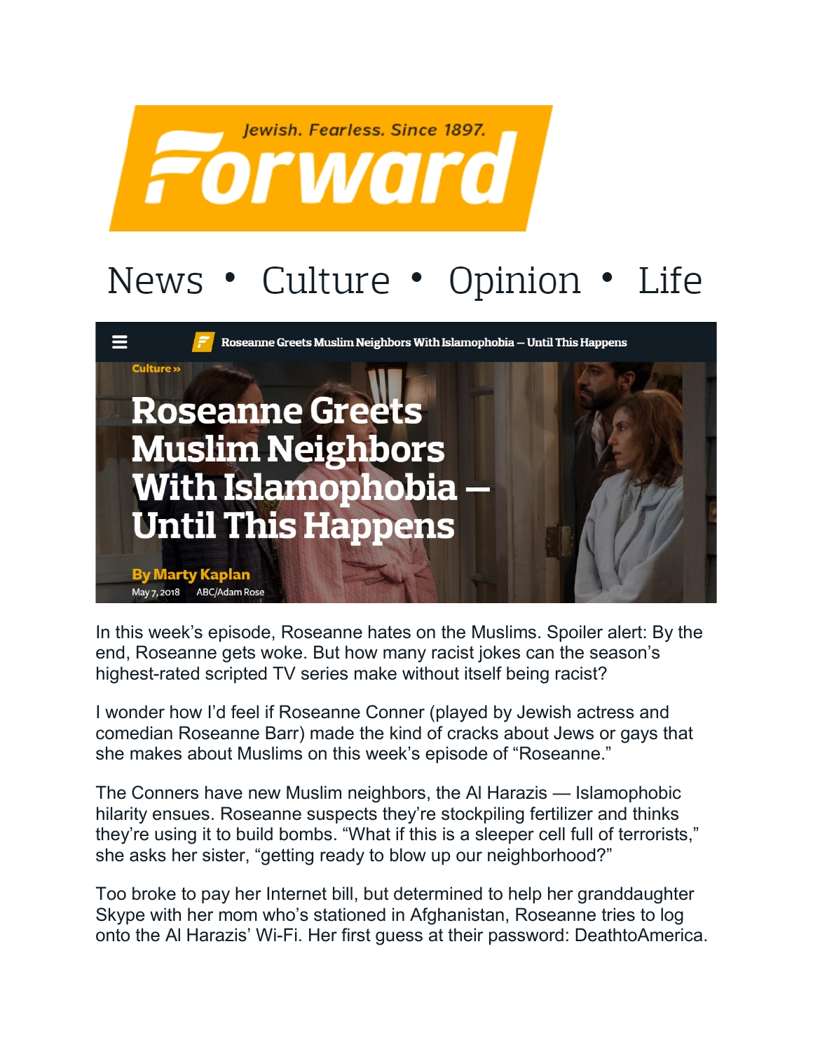Jewish. Fearless. Since 1897.

# Forward

News • Culture • Opinion • Life

Culture »

# Roseanne Greets Muslim Neighbors With Islamophobia — Until This Happens

**By Marty Kaplan**

May 7, 2018 ABC/Adam Rose

In this week's episode, Roseanne hates on the Muslims. Spoiler alert: By the end, Roseanne gets woke. But how many racist jokes can the season's highest-rated scripted TV series make without itself being racist?

I wonder how I'd feel if Roseanne Conner (played by Jewish actress and comedian Roseanne Barr) made the kind of cracks about Jews or gays that she makes about Muslims on this week's episode of "Roseanne."

The Conners have new Muslim neighbors, the Al Harazis — Islamophobic hilarity ensues. Roseanne suspects they're stockpiling fertilizer and thinks they're using it to build bombs. "What if this is a sleeper cell full of terrorists," she asks her sister, "getting ready to blow up our neighborhood?"

Too broke to pay her Internet bill, but determined to help her granddaughter Skype with her mom who's stationed in Afghanistan, Roseanne tries to log onto the Al Harazis' Wi-Fi. Her first guess at their password: DeathtoAmerica.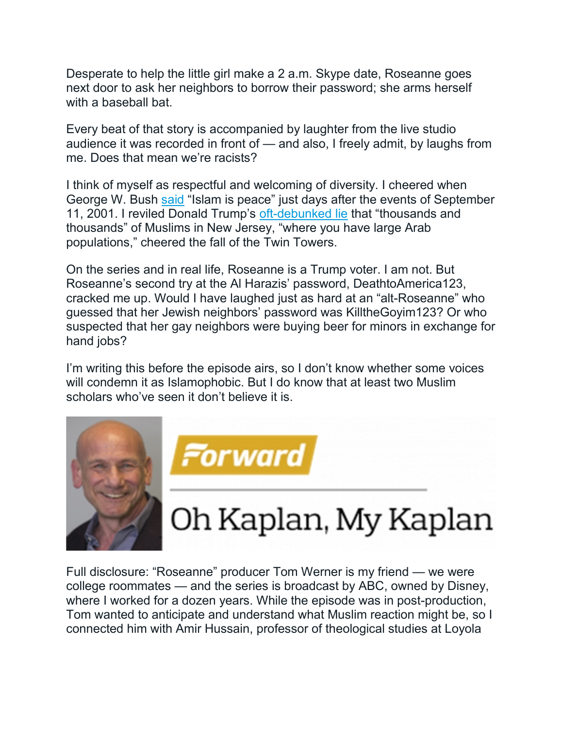Desperate to help the little girl make a 2 a.m. Skype date, Roseanne goes next door to ask her neighbors to borrow their password; she arms herself with a baseball bat.

Every beat of that story is accompanied by laughter from the live studio audience it was recorded in front of — and also, I freely admit, by laughs from me. Does that mean we're racists?

I think of myself as respectful and welcoming of diversity. I cheered when George W. Bush said "Islam is peace" just days after the events of September 11, 2001. I reviled Donald Trump's oft-debunked lie that "thousands and thousands" of Muslims in New Jersey, "where you have large Arab populations," cheered the fall of the Twin Towers.

On the series and in real life, Roseanne is a Trump voter. I am not. But Roseanne's second try at the Al Harazis' password, DeathtoAmerica123, cracked me up. Would I have laughed just as hard at an "alt-Roseanne" who guessed that her Jewish neighbors' password was KilltheGoyim123? Or who suspected that her gay neighbors were buying beer for minors in exchange for hand jobs?

I'm writing this before the episode airs, so I don't know whether some voices will condemn it as Islamophobic. But I do know that at least two Muslim scholars who've seen it don't believe it is.

Forward

Oh Kaplan, My Kaplan

Full disclosure: "Roseanne" producer Tom Werner is my friend — we were college roommates — and the series is broadcast by ABC, owned by Disney, where I worked for a dozen years. While the episode was in post-production, Tom wanted to anticipate and understand what Muslim reaction might be, so I connected him with Amir Hussain, professor of theological studies at Loyola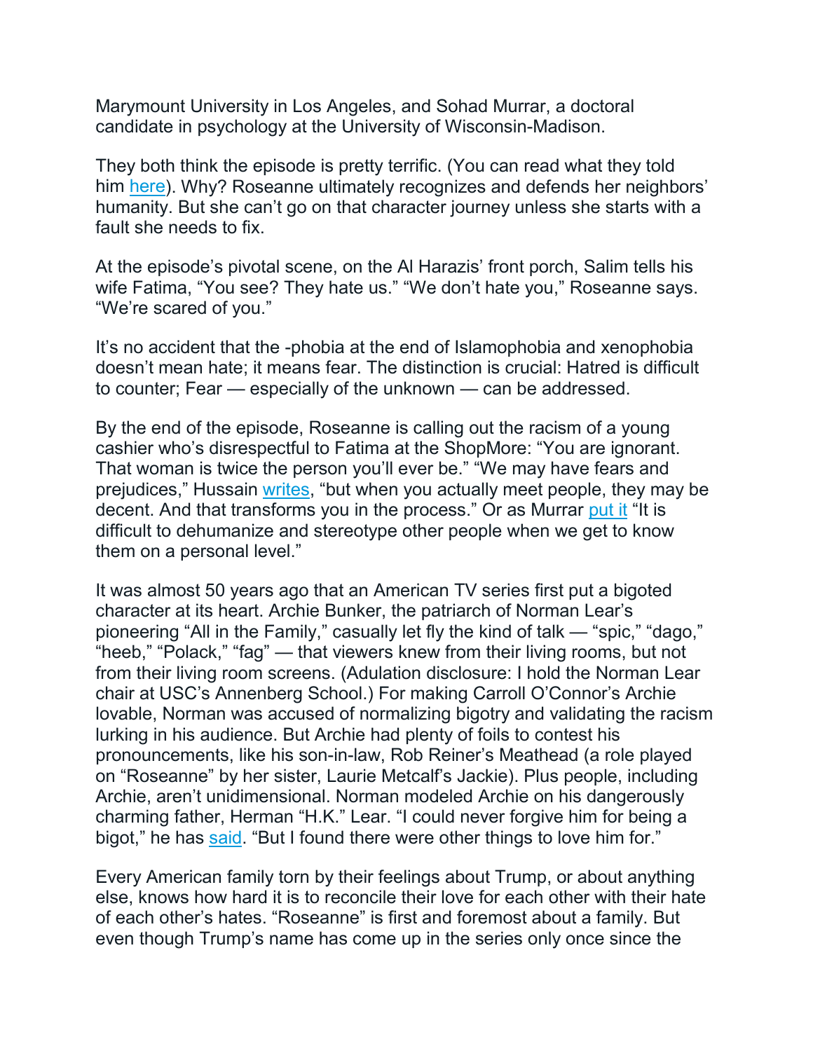Marymount University in Los Angeles, and Sohad Murrar, a doctoral candidate in psychology at the University of Wisconsin-Madison.

They both think the episode is pretty terrific. (You can read what they told him here). Why? Roseanne ultimately recognizes and defends her neighbors' humanity. But she can't go on that character journey unless she starts with a fault she needs to fix.

At the episode's pivotal scene, on the Al Harazis' front porch, Salim tells his wife Fatima, "You see? They hate us." "We don't hate you," Roseanne says. "We're scared of you."

It's no accident that the -phobia at the end of Islamophobia and xenophobia doesn't mean hate; it means fear. The distinction is crucial: Hatred is difficult to counter; Fear — especially of the unknown — can be addressed.

By the end of the episode, Roseanne is calling out the racism of a young cashier who's disrespectful to Fatima at the ShopMore: "You are ignorant. That woman is twice the person you'll ever be." "We may have fears and prejudices," Hussain writes, "but when you actually meet people, they may be decent. And that transforms you in the process." Or as Murrar put it "It is difficult to dehumanize and stereotype other people when we get to know them on a personal level."

It was almost 50 years ago that an American TV series first put a bigoted character at its heart. Archie Bunker, the patriarch of Norman Lear's pioneering "All in the Family," casually let fly the kind of talk — "spic," "dago," "heeb," "Polack," "fag" — that viewers knew from their living rooms, but not from their living room screens. (Adulation disclosure: I hold the Norman Lear chair at USC's Annenberg School.) For making Carroll O'Connor's Archie lovable, Norman was accused of normalizing bigotry and validating the racism lurking in his audience. But Archie had plenty of foils to contest his pronouncements, like his son-in-law, Rob Reiner's Meathead (a role played on "Roseanne" by her sister, Laurie Metcalf's Jackie). Plus people, including Archie, aren't unidimensional. Norman modeled Archie on his dangerously charming father, Herman "H.K." Lear. "I could never forgive him for being a bigot," he has said. "But I found there were other things to love him for."

Every American family torn by their feelings about Trump, or about anything else, knows how hard it is to reconcile their love for each other with their hate of each other's hates. "Roseanne" is first and foremost about a family. But even though Trump's name has come up in the series only once since the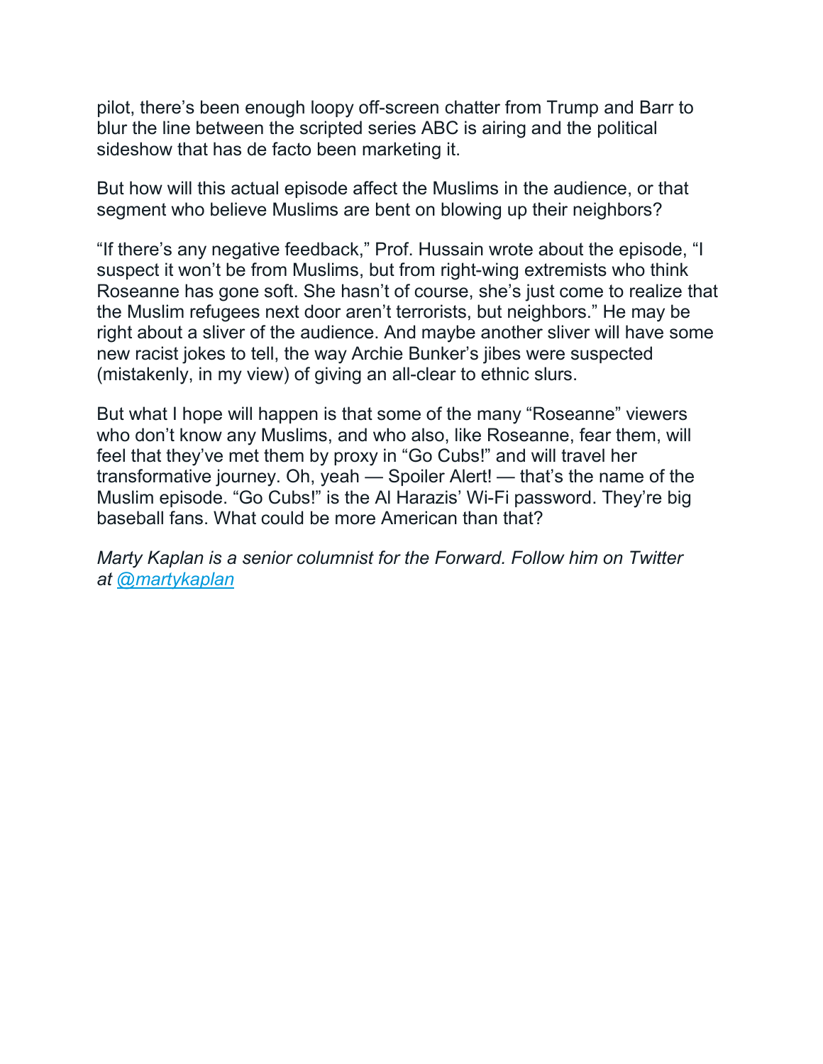pilot, there's been enough loopy off-screen chatter from Trump and Barr to blur the line between the scripted series ABC is airing and the political sideshow that has de facto been marketing it.

But how will this actual episode affect the Muslims in the audience, or that segment who believe Muslims are bent on blowing up their neighbors?

"If there's any negative feedback," Prof. Hussain wrote about the episode, "I suspect it won't be from Muslims, but from right-wing extremists who think Roseanne has gone soft. She hasn't of course, she's just come to realize that the Muslim refugees next door aren't terrorists, but neighbors." He may be right about a sliver of the audience. And maybe another sliver will have some new racist jokes to tell, the way Archie Bunker's jibes were suspected (mistakenly, in my view) of giving an all-clear to ethnic slurs.

But what I hope will happen is that some of the many "Roseanne" viewers who don't know any Muslims, and who also, like Roseanne, fear them, will feel that they've met them by proxy in "Go Cubs!" and will travel her transformative journey. Oh, yeah — Spoiler Alert! — that's the name of the Muslim episode. "Go Cubs!" is the Al Harazis' Wi-Fi password. They're big baseball fans. What could be more American than that?

*Marty Kaplan is a senior columnist for the Forward. Follow him on Twitter at [@martykaplan](https://twitter.com/martykaplan)*